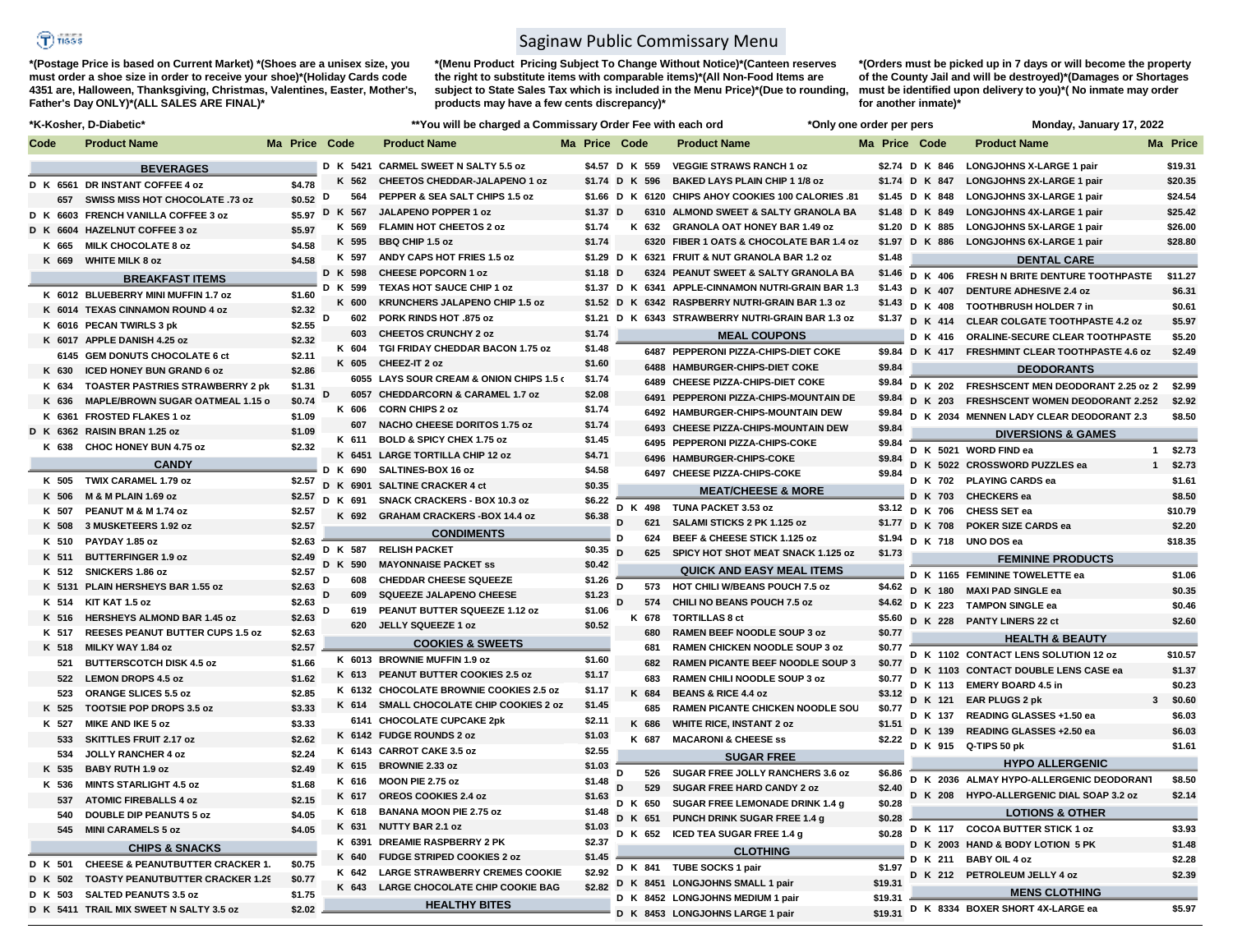# Saginaw Public Commissary Menu

*(Postage Price is based on Current Market) *(Shoes are a unisex size, you must order a shoe size in order to receive your shoe)*(Holiday Cards code 4351 are, Halloween, Thanksgiving, Christmas, Valentines, Easter, Mother's, Father's Day ONLY)*(ALL SALES ARE FINAL)*

*(Menu Product Pricing Subject To Change Without Notice)*(Canteen reserves the right to substitute items with comparable items)*(All Non-Food Items are subject to State Sales Tax which is included in the Menu Price)*(Due to rounding, products may have a few cents discrepancy)*

*(Orders must be picked up in 7 days or will become the property of the County Jail and will be destroyed)*(Damages or Shortages must be identified upon delivery to you)*( No inmate may order for another inmate)*

*K-Kosher, D-Diabetic* — **You will be charged a Commissary Order Fee with each ord — *Only one order per pers — Monday, January 17, 2022

| Code | Product Name | Ma | Price |
|---|---|---|---|
| | **BEVERAGES** | | |
| D K 6561 | DR INSTANT COFFEE 4 oz | | $4.78 |
| 657 | SWISS MISS HOT CHOCOLATE .73 oz | | $0.52 |
| D K 6603 | FRENCH VANILLA COFFEE 3 oz | | $5.97 |
| D K 6604 | HAZELNUT COFFEE 3 oz | | $5.97 |
| K 665 | MILK CHOCOLATE 8 oz | | $4.58 |
| K 669 | WHITE MILK 8 oz | | $4.58 |
| | **BREAKFAST ITEMS** | | |
| K 6012 | BLUEBERRY MINI MUFFIN 1.7 oz | | $1.60 |
| K 6014 | TEXAS CINNAMON ROUND 4 oz | | $2.32 |
| K 6016 | PECAN TWIRLS 3 pk | | $2.55 |
| K 6017 | APPLE DANISH 4.25 oz | | $2.32 |
| 6145 | GEM DONUTS CHOCOLATE 6 ct | | $2.11 |
| K 630 | ICED HONEY BUN GRAND 6 oz | | $2.86 |
| K 634 | TOASTER PASTRIES STRAWBERRY 2 pk | | $1.31 |
| K 636 | MAPLE/BROWN SUGAR OATMEAL 1.15 o | | $0.74 |
| K 6361 | FROSTED FLAKES 1 oz | | $1.09 |
| D K 6362 | RAISIN BRAN 1.25 oz | | $1.09 |
| K 638 | CHOC HONEY BUN 4.75 oz | | $2.32 |
| | **CANDY** | | |
| K 505 | TWIX CARAMEL 1.79 oz | | $2.57 |
| K 506 | M & M PLAIN 1.69 oz | | $2.57 |
| K 507 | PEANUT M & M 1.74 oz | | $2.57 |
| K 508 | 3 MUSKETEERS 1.92 oz | | $2.57 |
| K 510 | PAYDAY 1.85 oz | | $2.63 |
| K 511 | BUTTERFINGER 1.9 oz | | $2.49 |
| K 512 | SNICKERS 1.86 oz | | $2.57 |
| K 5131 | PLAIN HERSHEYS BAR 1.55 oz | | $2.63 |
| K 514 | KIT KAT 1.5 oz | | $2.63 |
| K 516 | HERSHEYS ALMOND BAR 1.45 oz | | $2.63 |
| K 517 | REESES PEANUT BUTTER CUPS 1.5 oz | | $2.63 |
| K 518 | MILKY WAY 1.84 oz | | $2.57 |
| 521 | BUTTERSCOTCH DISK 4.5 oz | | $1.66 |
| 522 | LEMON DROPS 4.5 oz | | $1.62 |
| 523 | ORANGE SLICES 5.5 oz | | $2.85 |
| K 525 | TOOTSIE POP DROPS 3.5 oz | | $3.33 |
| K 527 | MIKE AND IKE 5 oz | | $3.33 |
| 533 | SKITTLES FRUIT 2.17 oz | | $2.62 |
| 534 | JOLLY RANCHER 4 oz | | $2.24 |
| K 535 | BABY RUTH 1.9 oz | | $2.49 |
| K 536 | MINTS STARLIGHT 4.5 oz | | $1.68 |
| 537 | ATOMIC FIREBALLS 4 oz | | $2.15 |
| 540 | DOUBLE DIP PEANUTS 5 oz | | $4.05 |
| 545 | MINI CARAMELS 5 oz | | $4.05 |
| | **CHIPS & SNACKS** | | |
| D K 501 | CHEESE & PEANUTBUTTER CRACKER 1. | | $0.75 |
| D K 502 | TOASTY PEANUTBUTTER CRACKER 1.29 | | $0.77 |
| D K 503 | SALTED PEANUTS 3.5 oz | | $1.75 |
| D K 5411 | TRAIL MIX SWEET N SALTY 3.5 oz | | $2.02 |
| D K 5421 | CARMEL SWEET N SALTY 5.5 oz | | $4.57 |
| K 562 | CHEETOS CHEDDAR-JALAPENO 1 oz | | $1.74 |
| D 564 | PEPPER & SEA SALT CHIPS 1.5 oz | | $1.66 |
| D K 567 | JALAPENO POPPER 1 oz | | $1.37 |
| K 569 | FLAMIN HOT CHEETOS 2 oz | | $1.74 |
| K 595 | BBQ CHIP 1.5 oz | | $1.74 |
| K 597 | ANDY CAPS HOT FRIES 1.5 oz | | $1.29 |
| D K 598 | CHEESE POPCORN 1 oz | | $1.18 |
| D K 599 | TEXAS HOT SAUCE CHIP 1 oz | | $1.37 |
| K 600 | KRUNCHERS JALAPENO CHIP 1.5 oz | | $1.52 |
| D 602 | PORK RINDS HOT .875 oz | | $1.21 |
| 603 | CHEETOS CRUNCHY 2 oz | | $1.74 |
| K 604 | TGI FRIDAY CHEDDAR BACON 1.75 oz | | $1.48 |
| K 605 | CHEEZ-IT 2 oz | | $1.60 |
| 6055 | LAYS SOUR CREAM & ONION CHIPS 1.5 o | | $1.74 |
| D 6057 | CHEDDARCORN & CARAMEL 1.7 oz | | $2.08 |
| K 606 | CORN CHIPS 2 oz | | $1.74 |
| 607 | NACHO CHEESE DORITOS 1.75 oz | | $1.74 |
| K 611 | BOLD & SPICY CHEX 1.75 oz | | $1.45 |
| K 6451 | LARGE TORTILLA CHIP 12 oz | | $4.71 |
| D K 690 | SALTINES-BOX 16 oz | | $4.58 |
| D K 6901 | SALTINE CRACKER 4 ct | | $0.35 |
| D K 691 | SNACK CRACKERS - BOX 10.3 oz | | $6.22 |
| K 692 | GRAHAM CRACKERS -BOX 14.4 oz | | $6.38 |
| | **CONDIMENTS** | | |
| D K 587 | RELISH PACKET | | $0.35 |
| D K 590 | MAYONNAISE PACKET ss | | $0.42 |
| D 608 | CHEDDAR CHEESE SQUEEZE | | $1.26 |
| D 609 | SQUEEZE JALAPENO CHEESE | | $1.23 |
| D 619 | PEANUT BUTTER SQUEEZE 1.12 oz | | $1.06 |
| 620 | JELLY SQUEEZE 1 oz | | $0.52 |
| | **COOKIES & SWEETS** | | |
| K 6013 | BROWNIE MUFFIN 1.9 oz | | $1.60 |
| K 613 | PEANUT BUTTER COOKIES 2.5 oz | | $1.17 |
| K 6132 | CHOCOLATE BROWNIE COOKIES 2.5 oz | | $1.17 |
| K 614 | SMALL CHOCOLATE CHIP COOKIES 2 oz | | $1.45 |
| 6141 | CHOCOLATE CUPCAKE 2pk | | $2.11 |
| K 6142 | FUDGE ROUNDS 2 oz | | $1.03 |
| K 6143 | CARROT CAKE 3.5 oz | | $2.55 |
| K 615 | BROWNIE 2.33 oz | | $1.03 |
| K 616 | MOON PIE 2.75 oz | | $1.48 |
| K 617 | OREOS COOKIES 2.4 oz | | $1.63 |
| K 618 | BANANA MOON PIE 2.75 oz | | $1.48 |
| K 631 | NUTTY BAR 2.1 oz | | $1.03 |
| K 6391 | DREAMIE RASPBERRY 2 PK | | $2.37 |
| K 640 | FUDGE STRIPED COOKIES 2 oz | | $1.45 |
| K 642 | LARGE STRAWBERRY CREMES COOKIE | | $2.92 |
| K 643 | LARGE CHOCOLATE CHIP COOKIE BAG | | $2.82 |
| | **HEALTHY BITES** | | |
| D K 559 | VEGGIE STRAWS RANCH 1 oz | | $2.74 |
| D K 596 | BAKED LAYS PLAIN CHIP 1 1/8 oz | | $1.74 |
| D K 6120 | CHIPS AHOY COOKIES 100 CALORIES .81 | | $1.45 |
| D 6310 | ALMOND SWEET & SALTY GRANOLA BA | | $1.48 |
| K 632 | GRANOLA OAT HONEY BAR 1.49 oz | | $1.20 |
| 6320 | FIBER 1 OATS & CHOCOLATE BAR 1.4 oz | | $1.97 |
| D K 6321 | FRUIT & NUT GRANOLA BAR 1.2 oz | | $1.48 |
| D 6324 | PEANUT SWEET & SALTY GRANOLA BA | | $1.46 |
| D K 6341 | APPLE-CINNAMON NUTRI-GRAIN BAR 1.3 | | $1.43 |
| D K 6342 | RASPBERRY NUTRI-GRAIN BAR 1.3 oz | | $1.43 |
| D K 6343 | STRAWBERRY NUTRI-GRAIN BAR 1.3 oz | | $1.37 |
| | **MEAL COUPONS** | | |
| 6487 | PEPPERONI PIZZA-CHIPS-DIET COKE | | $9.84 |
| 6488 | HAMBURGER-CHIPS-DIET COKE | | $9.84 |
| 6489 | CHEESE PIZZA-CHIPS-DIET COKE | | $9.84 |
| 6491 | PEPPERONI PIZZA-CHIPS-MOUNTAIN DE | | $9.84 |
| 6492 | HAMBURGER-CHIPS-MOUNTAIN DEW | | $9.84 |
| 6493 | CHEESE PIZZA-CHIPS-MOUNTAIN DEW | | $9.84 |
| 6495 | PEPPERONI PIZZA-CHIPS-COKE | | $9.84 |
| 6496 | HAMBURGER-CHIPS-COKE | | $9.84 |
| 6497 | CHEESE PIZZA-CHIPS-COKE | | $9.84 |
| | **MEAT/CHEESE & MORE** | | |
| D K 498 | TUNA PACKET 3.53 oz | | $3.12 |
| D 621 | SALAMI STICKS 2 PK 1.125 oz | | $1.77 |
| D 624 | BEEF & CHEESE STICK 1.125 oz | | $1.94 |
| D 625 | SPICY HOT SHOT MEAT SNACK 1.125 oz | | $1.73 |
| | **QUICK AND EASY MEAL ITEMS** | | |
| D 573 | HOT CHILI W/BEANS POUCH 7.5 oz | | $4.62 |
| D 574 | CHILI NO BEANS POUCH 7.5 oz | | $4.62 |
| K 678 | TORTILLAS 8 ct | | $5.60 |
| 680 | RAMEN BEEF NOODLE SOUP 3 oz | | $0.77 |
| 681 | RAMEN CHICKEN NOODLE SOUP 3 oz | | $0.77 |
| 682 | RAMEN PICANTE BEEF NOODLE SOUP 3 | | $0.77 |
| 683 | RAMEN CHILI NOODLE SOUP 3 oz | | $0.77 |
| K 684 | BEANS & RICE 4.4 oz | | $3.12 |
| 685 | RAMEN PICANTE CHICKEN NOODLE SOU | | $0.77 |
| K 686 | WHITE RICE, INSTANT 2 oz | | $1.51 |
| K 687 | MACARONI & CHEESE ss | | $2.22 |
| | **SUGAR FREE** | | |
| D 526 | SUGAR FREE JOLLY RANCHERS 3.6 oz | | $6.86 |
| D 529 | SUGAR FREE HARD CANDY 2 oz | | $2.40 |
| D K 650 | SUGAR FREE LEMONADE DRINK 1.4 g | | $0.28 |
| D K 651 | PUNCH DRINK SUGAR FREE 1.4 g | | $0.28 |
| D K 652 | ICED TEA SUGAR FREE 1.4 g | | $0.28 |
| | **CLOTHING** | | |
| D K 841 | TUBE SOCKS 1 pair | | $1.97 |
| D K 8451 | LONGJOHNS SMALL 1 pair | | $19.31 |
| D K 8452 | LONGJOHNS MEDIUM 1 pair | | $19.31 |
| D K 8453 | LONGJOHNS LARGE 1 pair | | $19.31 |
| D K 846 | LONGJOHNS X-LARGE 1 pair | | $19.31 |
| D K 847 | LONGJOHNS 2X-LARGE 1 pair | | $20.35 |
| D K 848 | LONGJOHNS 3X-LARGE 1 pair | | $24.54 |
| D K 849 | LONGJOHNS 4X-LARGE 1 pair | | $25.42 |
| D K 885 | LONGJOHNS 5X-LARGE 1 pair | | $26.00 |
| D K 886 | LONGJOHNS 6X-LARGE 1 pair | | $28.80 |
| | **DENTAL CARE** | | |
| D K 406 | FRESH N BRITE DENTURE TOOTHPASTE | | $11.27 |
| D K 407 | DENTURE ADHESIVE 2.4 oz | | $6.31 |
| D K 408 | TOOTHBRUSH HOLDER 7 in | | $0.61 |
| D K 414 | CLEAR COLGATE TOOTHPASTE 4.2 oz | | $5.97 |
| D K 416 | ORALINE-SECURE CLEAR TOOTHPASTE | | $5.20 |
| D K 417 | FRESHMINT CLEAR TOOTHPASTE 4.6 oz | | $2.49 |
| | **DEODORANTS** | | |
| D K 202 | FRESHSCENT MEN DEODORANT 2.25 oz 2 | | $2.99 |
| D K 203 | FRESHSCENT WOMEN DEODORANT 2.252 | | $2.92 |
| D K 2034 | MENNEN LADY CLEAR DEODORANT 2.3 | | $8.50 |
| | **DIVERSIONS & GAMES** | | |
| D K 5021 | WORD FIND ea | 1 | $2.73 |
| D K 5022 | CROSSWORD PUZZLES ea | 1 | $2.73 |
| D K 702 | PLAYING CARDS ea | | $1.61 |
| D K 703 | CHECKERS ea | | $8.50 |
| D K 706 | CHESS SET ea | | $10.79 |
| D K 708 | POKER SIZE CARDS ea | | $2.20 |
| D K 718 | UNO DOS ea | | $18.35 |
| | **FEMININE PRODUCTS** | | |
| D K 1165 | FEMININE TOWELETTE ea | | $1.06 |
| D K 180 | MAXI PAD SINGLE ea | | $0.35 |
| D K 223 | TAMPON SINGLE ea | | $0.46 |
| D K 228 | PANTY LINERS 22 ct | | $2.60 |
| | **HEALTH & BEAUTY** | | |
| D K 1102 | CONTACT LENS SOLUTION 12 oz | | $10.57 |
| D K 1103 | CONTACT DOUBLE LENS CASE ea | | $1.37 |
| D K 113 | EMERY BOARD 4.5 in | | $0.23 |
| D K 121 | EAR PLUGS 2 pk | 3 | $0.60 |
| D K 137 | READING GLASSES +1.50 ea | | $6.03 |
| D K 139 | READING GLASSES +2.50 ea | | $6.03 |
| D K 915 | Q-TIPS 50 pk | | $1.61 |
| | **HYPO ALLERGENIC** | | |
| D K 2036 | ALMAY HYPO-ALLERGENIC DEODORANT | | $8.50 |
| D K 208 | HYPO-ALLERGENIC DIAL SOAP 3.2 oz | | $2.14 |
| | **LOTIONS & OTHER** | | |
| D K 117 | COCOA BUTTER STICK 1 oz | | $3.93 |
| D K 2003 | HAND & BODY LOTION 5 PK | | $1.48 |
| D K 211 | BABY OIL 4 oz | | $2.28 |
| D K 212 | PETROLEUM JELLY 4 oz | | $2.39 |
| | **MENS CLOTHING** | | |
| D K 8334 | BOXER SHORT 4X-LARGE ea | | $5.97 |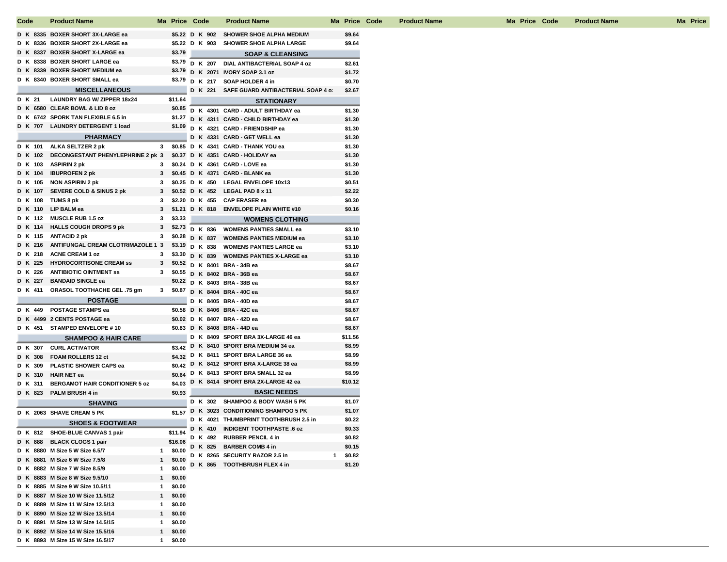| Code | | | Product Name | Ma | Price |
|---|---|---|---|---|---|
| D | K | 8335 | BOXER SHORT 3X-LARGE ea | | $5.22 |
| D | K | 8336 | BOXER SHORT 2X-LARGE ea | | $5.22 |
| D | K | 8337 | BOXER SHORT X-LARGE ea | | $3.79 |
| D | K | 8338 | BOXER SHORT LARGE ea | | $3.79 |
| D | K | 8339 | BOXER SHORT MEDIUM ea | | $3.79 |
| D | K | 8340 | BOXER SHORT SMALL ea | | $3.79 |
| | | | **MISCELLANEOUS** | | |
| D | K | 21 | LAUNDRY BAG W/ ZIPPER 18x24 | | $11.64 |
| D | K | 6580 | CLEAR BOWL & LID 8 oz | | $0.85 |
| D | K | 6742 | SPORK TAN FLEXIBLE 6.5 in | | $1.27 |
| D | K | 707 | LAUNDRY DETERGENT 1 load | | $1.09 |
| | | | **PHARMACY** | | |
| D | K | 101 | ALKA SELTZER 2 pk | 3 | $0.85 |
| D | K | 102 | DECONGESTANT PHENYLEPHRINE 2 pk | 3 | $0.37 |
| D | K | 103 | ASPIRIN 2 pk | 3 | $0.24 |
| D | K | 104 | IBUPROFEN 2 pk | 3 | $0.45 |
| D | K | 105 | NON ASPIRIN 2 pk | 3 | $0.25 |
| D | K | 107 | SEVERE COLD & SINUS 2 pk | 3 | $0.52 |
| D | K | 108 | TUMS 8 pk | 3 | $2.20 |
| D | K | 110 | LIP BALM ea | 3 | $1.21 |
| D | K | 112 | MUSCLE RUB 1.5 oz | 3 | $3.33 |
| D | K | 114 | HALLS COUGH DROPS 9 pk | 3 | $2.73 |
| D | K | 115 | ANTACID 2 pk | 3 | $0.28 |
| D | K | 216 | ANTIFUNGAL CREAM CLOTRIMAZOLE 1 | 3 | $3.19 |
| D | K | 218 | ACNE CREAM 1 oz | 3 | $3.30 |
| D | K | 225 | HYDROCORTISONE CREAM ss | 3 | $0.52 |
| D | K | 226 | ANTIBIOTIC OINTMENT ss | 3 | $0.55 |
| D | K | 227 | BANDAID SINGLE ea | | $0.22 |
| D | K | 411 | ORASOL TOOTHACHE GEL .75 gm | 3 | $0.87 |
| | | | **POSTAGE** | | |
| D | K | 449 | POSTAGE STAMPS ea | | $0.58 |
| D | K | 4499 | 2 CENTS POSTAGE ea | | $0.02 |
| D | K | 451 | STAMPED ENVELOPE # 10 | | $0.83 |
| | | | **SHAMPOO & HAIR CARE** | | |
| D | K | 307 | CURL ACTIVATOR | | $3.42 |
| D | K | 308 | FOAM ROLLERS 12 ct | | $4.32 |
| D | K | 309 | PLASTIC SHOWER CAPS ea | | $0.42 |
| D | K | 310 | HAIR NET ea | | $0.64 |
| D | K | 311 | BERGAMOT HAIR CONDITIONER 5 oz | | $4.03 |
| D | K | 823 | PALM BRUSH 4 in | | $0.93 |
| | | | **SHAVING** | | |
| D | K | 2063 | SHAVE CREAM 5 PK | | $1.57 |
| | | | **SHOES & FOOTWEAR** | | |
| D | K | 812 | SHOE-BLUE CANVAS 1 pair | | $11.94 |
| D | K | 888 | BLACK CLOGS 1 pair | | $16.06 |
| D | K | 8880 | M Size 5 W Size 6.5/7 | 1 | $0.00 |
| D | K | 8881 | M Size 6 W Size 7.5/8 | 1 | $0.00 |
| D | K | 8882 | M Size 7 W Size 8.5/9 | 1 | $0.00 |
| D | K | 8883 | M Size 8 W Size 9.5/10 | 1 | $0.00 |
| D | K | 8885 | M Size 9 W Size 10.5/11 | 1 | $0.00 |
| D | K | 8887 | M Size 10 W Size 11.5/12 | 1 | $0.00 |
| D | K | 8889 | M Size 11 W Size 12.5/13 | 1 | $0.00 |
| D | K | 8890 | M Size 12 W Size 13.5/14 | 1 | $0.00 |
| D | K | 8891 | M Size 13 W Size 14.5/15 | 1 | $0.00 |
| D | K | 8892 | M Size 14 W Size 15.5/16 | 1 | $0.00 |
| D | K | 8893 | M Size 15 W Size 16.5/17 | 1 | $0.00 |
| D | K | 902 | SHOWER SHOE ALPHA MEDIUM | | $9.64 |
| D | K | 903 | SHOWER SHOE ALPHA LARGE | | $9.64 |
| | | | **SOAP & CLEANSING** | | |
| D | K | 207 | DIAL ANTIBACTERIAL SOAP 4 oz | | $2.61 |
| D | K | 2071 | IVORY SOAP 3.1 oz | | $1.72 |
| D | K | 217 | SOAP HOLDER 4 in | | $0.70 |
| D | K | 221 | SAFE GUARD ANTIBACTERIAL SOAP 4 o: | | $2.67 |
| | | | **STATIONARY** | | |
| D | K | 4301 | CARD - ADULT BIRTHDAY ea | | $1.30 |
| D | K | 4311 | CARD - CHILD BIRTHDAY ea | | $1.30 |
| D | K | 4321 | CARD - FRIENDSHIP ea | | $1.30 |
| D | K | 4331 | CARD - GET WELL ea | | $1.30 |
| D | K | 4341 | CARD - THANK YOU ea | | $1.30 |
| D | K | 4351 | CARD - HOLIDAY ea | | $1.30 |
| D | K | 4361 | CARD - LOVE ea | | $1.30 |
| D | K | 4371 | CARD - BLANK ea | | $1.30 |
| D | K | 450 | LEGAL ENVELOPE 10x13 | | $0.51 |
| D | K | 452 | LEGAL PAD 8 x 11 | | $2.22 |
| D | K | 455 | CAP ERASER ea | | $0.30 |
| D | K | 818 | ENVELOPE PLAIN WHITE #10 | | $0.16 |
| | | | **WOMENS CLOTHING** | | |
| D | K | 836 | WOMENS PANTIES SMALL ea | | $3.10 |
| D | K | 837 | WOMENS PANTIES MEDIUM ea | | $3.10 |
| D | K | 838 | WOMENS PANTIES LARGE ea | | $3.10 |
| D | K | 839 | WOMENS PANTIES X-LARGE ea | | $3.10 |
| D | K | 8401 | BRA - 34B ea | | $8.67 |
| D | K | 8402 | BRA - 36B ea | | $8.67 |
| D | K | 8403 | BRA - 38B ea | | $8.67 |
| D | K | 8404 | BRA - 40C ea | | $8.67 |
| D | K | 8405 | BRA - 40D ea | | $8.67 |
| D | K | 8406 | BRA - 42C ea | | $8.67 |
| D | K | 8407 | BRA - 42D ea | | $8.67 |
| D | K | 8408 | BRA - 44D ea | | $8.67 |
| D | K | 8409 | SPORT BRA 3X-LARGE 46 ea | | $11.56 |
| D | K | 8410 | SPORT BRA MEDIUM 34 ea | | $8.99 |
| D | K | 8411 | SPORT BRA LARGE 36 ea | | $8.99 |
| D | K | 8412 | SPORT BRA X-LARGE 38 ea | | $8.99 |
| D | K | 8413 | SPORT BRA SMALL 32 ea | | $8.99 |
| D | K | 8414 | SPORT BRA 2X-LARGE 42 ea | | $10.12 |
| | | | **BASIC NEEDS** | | |
| D | K | 302 | SHAMPOO & BODY WASH 5 PK | | $1.07 |
| D | K | 3023 | CONDITIONING SHAMPOO 5 PK | | $1.07 |
| D | K | 4021 | THUMBPRINT TOOTHBRUSH 2.5 in | | $0.22 |
| D | K | 410 | INDIGENT TOOTHPASTE .6 oz | | $0.33 |
| D | K | 492 | RUBBER PENCIL 4 in | | $0.82 |
| D | K | 825 | BARBER COMB 4 in | | $0.15 |
| D | K | 8265 | SECURITY RAZOR 2.5 in | 1 | $0.82 |
| D | K | 865 | TOOTHBRUSH FLEX 4 in | | $1.20 |